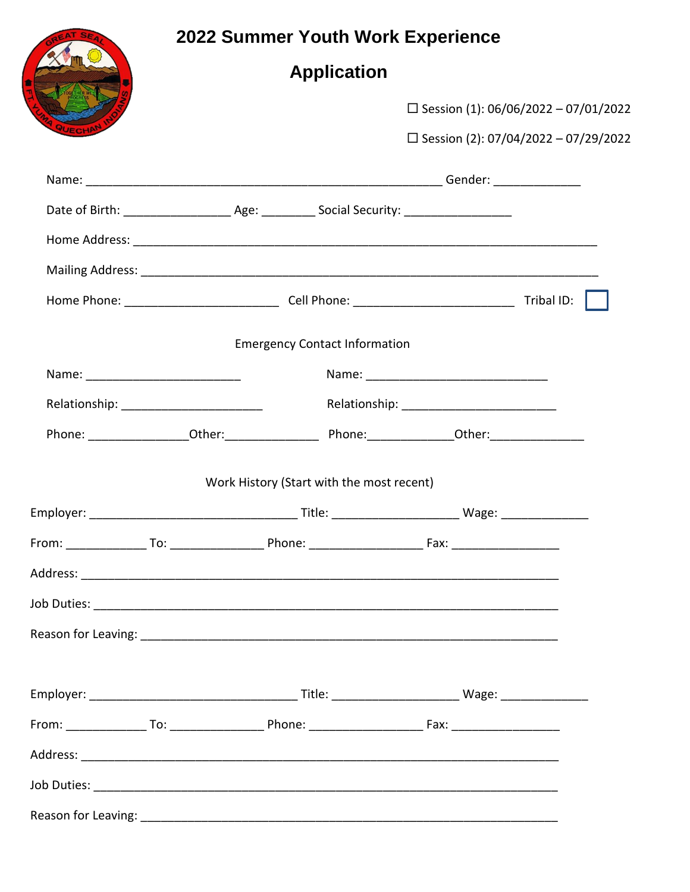# 2022 Summer Youth Work Experience

## Application

☐ Session (1): 06/06/2022 – 07/01/2022

☐ Session (2): 07/04/2022 – 07/29/2022

Name: ________________________________________________________ Gender: _____________

Date of Birth: ________________ Age: ________ Social Security: ________________

Home Address: ______________________________________________________________________

Mailing Address: _____________________________________________________________________

Home Phone: _______________________ Cell Phone: ________________________ Tribal ID: ☐

Emergency Contact Information

Name: _______________________ Name: ____________________________

Relationship: _____________________ Relationship: _______________________

Phone: ______________Other:______________ Phone:____________Other:______________

Work History (Start with the most recent)

Employer: ________________________________ Title: __________________ Wage: _____________

From: ____________ To: ______________ Phone: _________________ Fax: ________________

Address: _________________________________________________________________________

Job Duties: _______________________________________________________________________

Reason for Leaving: _________________________________________________________________

Employer: ________________________________ Title: __________________ Wage: _____________

From: ____________ To: ______________ Phone: _________________ Fax: ________________

Address: _________________________________________________________________________

Job Duties: _______________________________________________________________________

Reason for Leaving: _________________________________________________________________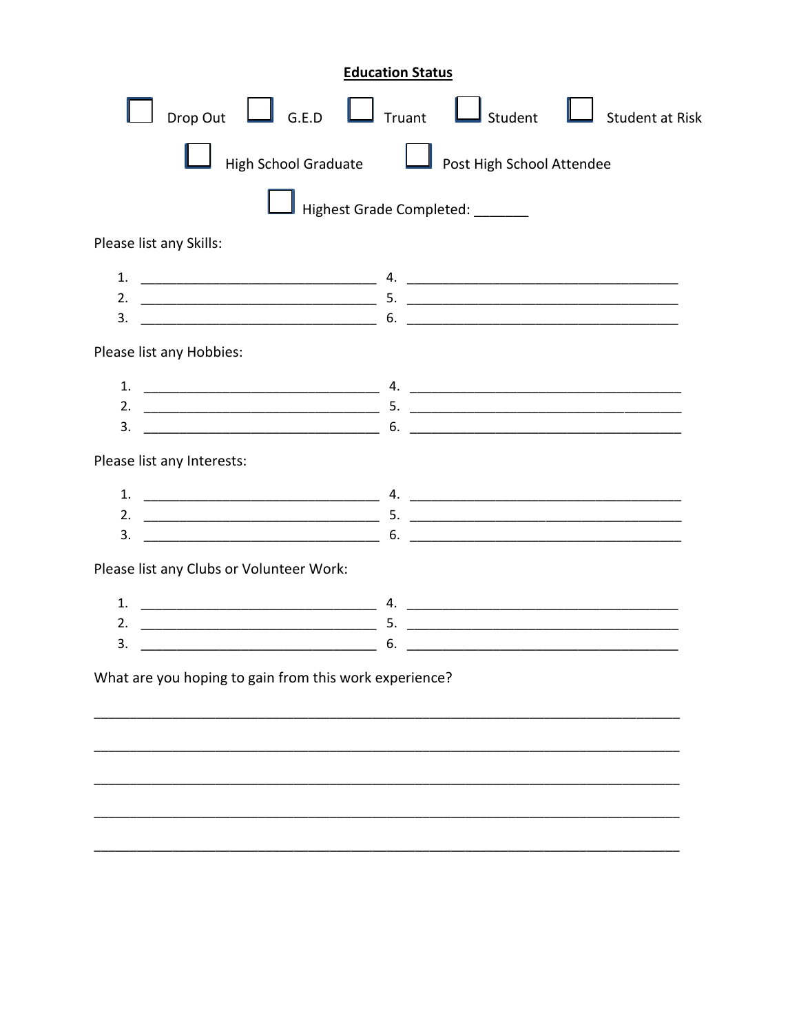**Education Status**

☐ Drop Out ☐ G.E.D ☐ Truant ☐ Student ☐ Student at Risk

☐ High School Graduate ☐ Post High School Attendee

☐ Highest Grade Completed: _______

Please list any Skills:

1. ________________________________ 4. ______________________________________
2. ________________________________ 5. ______________________________________
3. ________________________________ 6. ______________________________________

Please list any Hobbies:

1. ________________________________ 4. ______________________________________
2. ________________________________ 5. ______________________________________
3. ________________________________ 6. ______________________________________

Please list any Interests:

1. ________________________________ 4. ______________________________________
2. ________________________________ 5. ______________________________________
3. ________________________________ 6. ______________________________________

Please list any Clubs or Volunteer Work:

1. ________________________________ 4. ______________________________________
2. ________________________________ 5. ______________________________________
3. ________________________________ 6. ______________________________________

What are you hoping to gain from this work experience?

_______________________________________________________________________________

_______________________________________________________________________________

_______________________________________________________________________________

_______________________________________________________________________________

_______________________________________________________________________________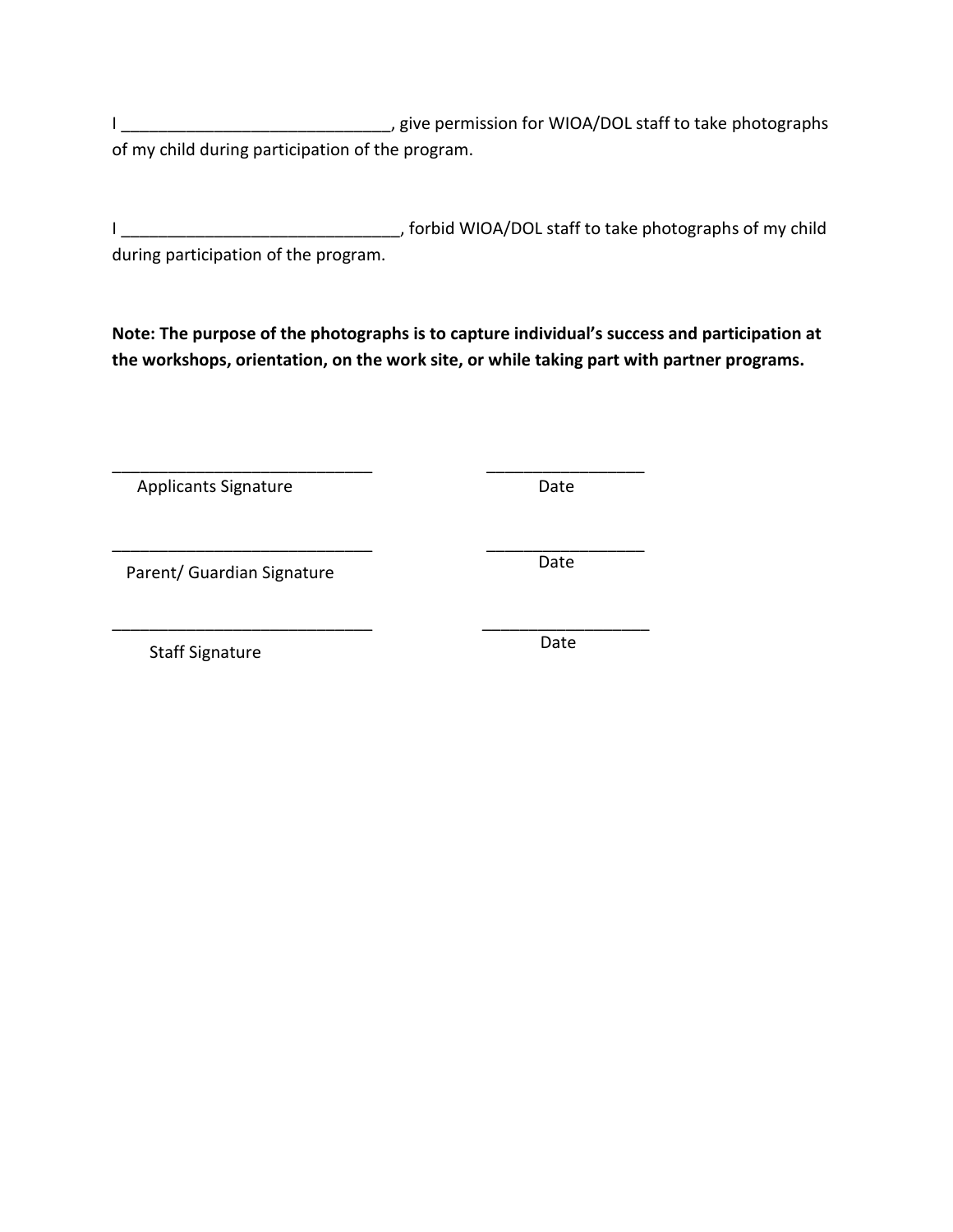I ______________________________, give permission for WIOA/DOL staff to take photographs of my child during participation of the program.

I _______________________________, forbid WIOA/DOL staff to take photographs of my child during participation of the program.

**Note: The purpose of the photographs is to capture individual's success and participation at the workshops, orientation, on the work site, or while taking part with partner programs.**

_____________________________ Applicants Signature

_________________ Date

_____________________________ Parent/ Guardian Signature

_________________ Date

_____________________________ Staff Signature

__________________ Date